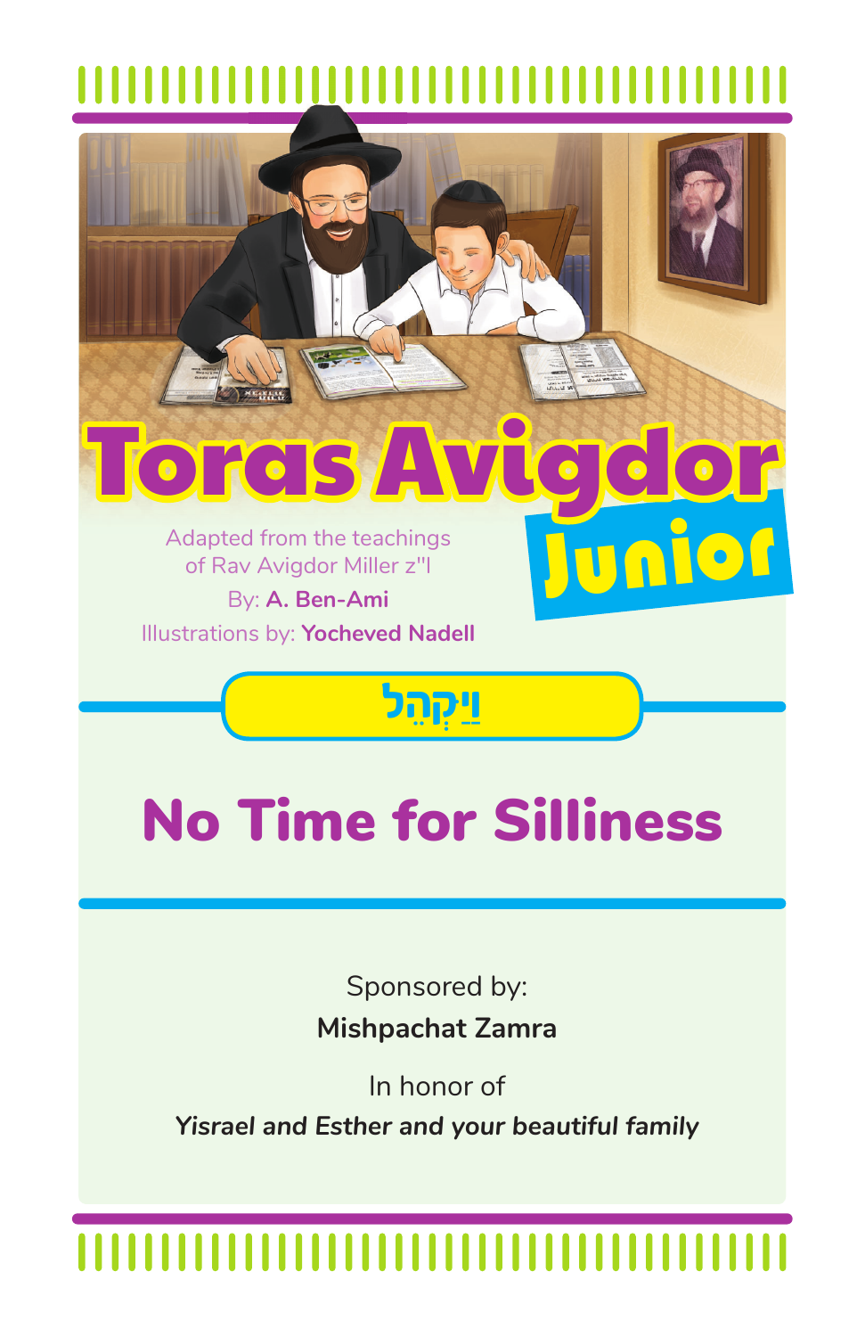# Toras Avigdor Junior

Adapted from the teachings of Rav Avigdor Miller z"l

By: **A. Ben-Ami**

Illustrations by: **Yocheved Nadell**

## וַיַּקְהֵל

# No Time for Silliness

Sponsored by:

**Mishpachat Zamra**

In honor of

***Yisrael and Esther and your beautiful family***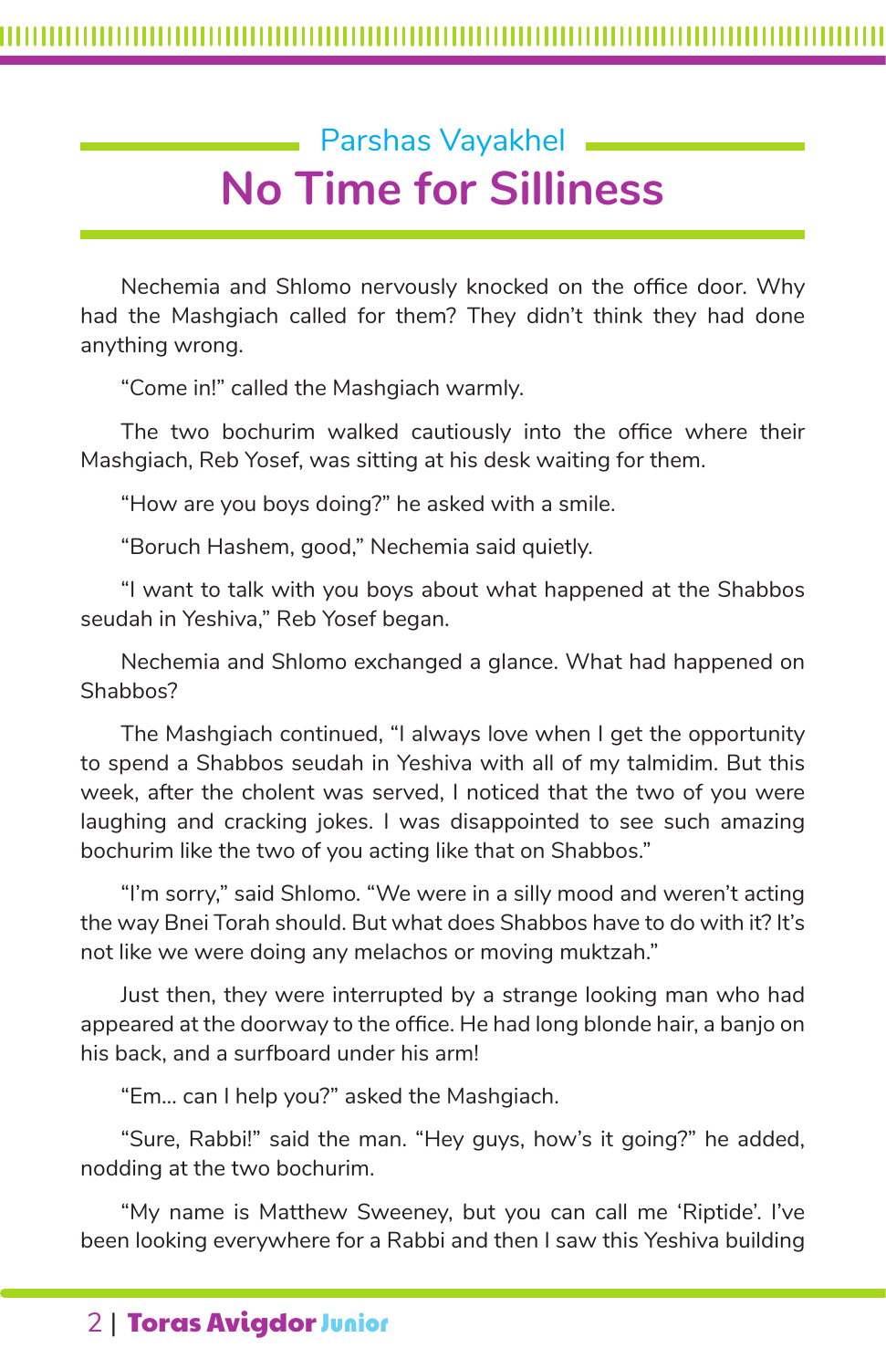## Parshas Vayakhel

# No Time for Silliness

Nechemia and Shlomo nervously knocked on the office door. Why had the Mashgiach called for them? They didn't think they had done anything wrong.

"Come in!" called the Mashgiach warmly.

The two bochurim walked cautiously into the office where their Mashgiach, Reb Yosef, was sitting at his desk waiting for them.

"How are you boys doing?" he asked with a smile.

"Boruch Hashem, good," Nechemia said quietly.

"I want to talk with you boys about what happened at the Shabbos seudah in Yeshiva," Reb Yosef began.

Nechemia and Shlomo exchanged a glance. What had happened on Shabbos?

The Mashgiach continued, "I always love when I get the opportunity to spend a Shabbos seudah in Yeshiva with all of my talmidim. But this week, after the cholent was served, I noticed that the two of you were laughing and cracking jokes. I was disappointed to see such amazing bochurim like the two of you acting like that on Shabbos."

"I'm sorry," said Shlomo. "We were in a silly mood and weren't acting the way Bnei Torah should. But what does Shabbos have to do with it? It's not like we were doing any melachos or moving muktzah."

Just then, they were interrupted by a strange looking man who had appeared at the doorway to the office. He had long blonde hair, a banjo on his back, and a surfboard under his arm!

"Em... can I help you?" asked the Mashgiach.

"Sure, Rabbi!" said the man. "Hey guys, how's it going?" he added, nodding at the two bochurim.

"My name is Matthew Sweeney, but you can call me 'Riptide'. I've been looking everywhere for a Rabbi and then I saw this Yeshiva building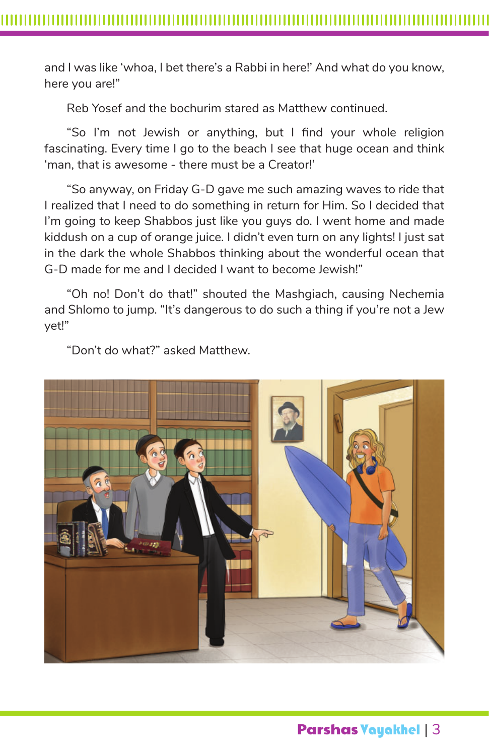and I was like 'whoa, I bet there's a Rabbi in here!' And what do you know, here you are!"

Reb Yosef and the bochurim stared as Matthew continued.

"So I'm not Jewish or anything, but I find your whole religion fascinating. Every time I go to the beach I see that huge ocean and think 'man, that is awesome - there must be a Creator!'

"So anyway, on Friday G-D gave me such amazing waves to ride that I realized that I need to do something in return for Him. So I decided that I'm going to keep Shabbos just like you guys do. I went home and made kiddush on a cup of orange juice. I didn't even turn on any lights! I just sat in the dark the whole Shabbos thinking about the wonderful ocean that G-D made for me and I decided I want to become Jewish!"

"Oh no! Don't do that!" shouted the Mashgiach, causing Nechemia and Shlomo to jump. "It's dangerous to do such a thing if you're not a Jew yet!"

"Don't do what?" asked Matthew.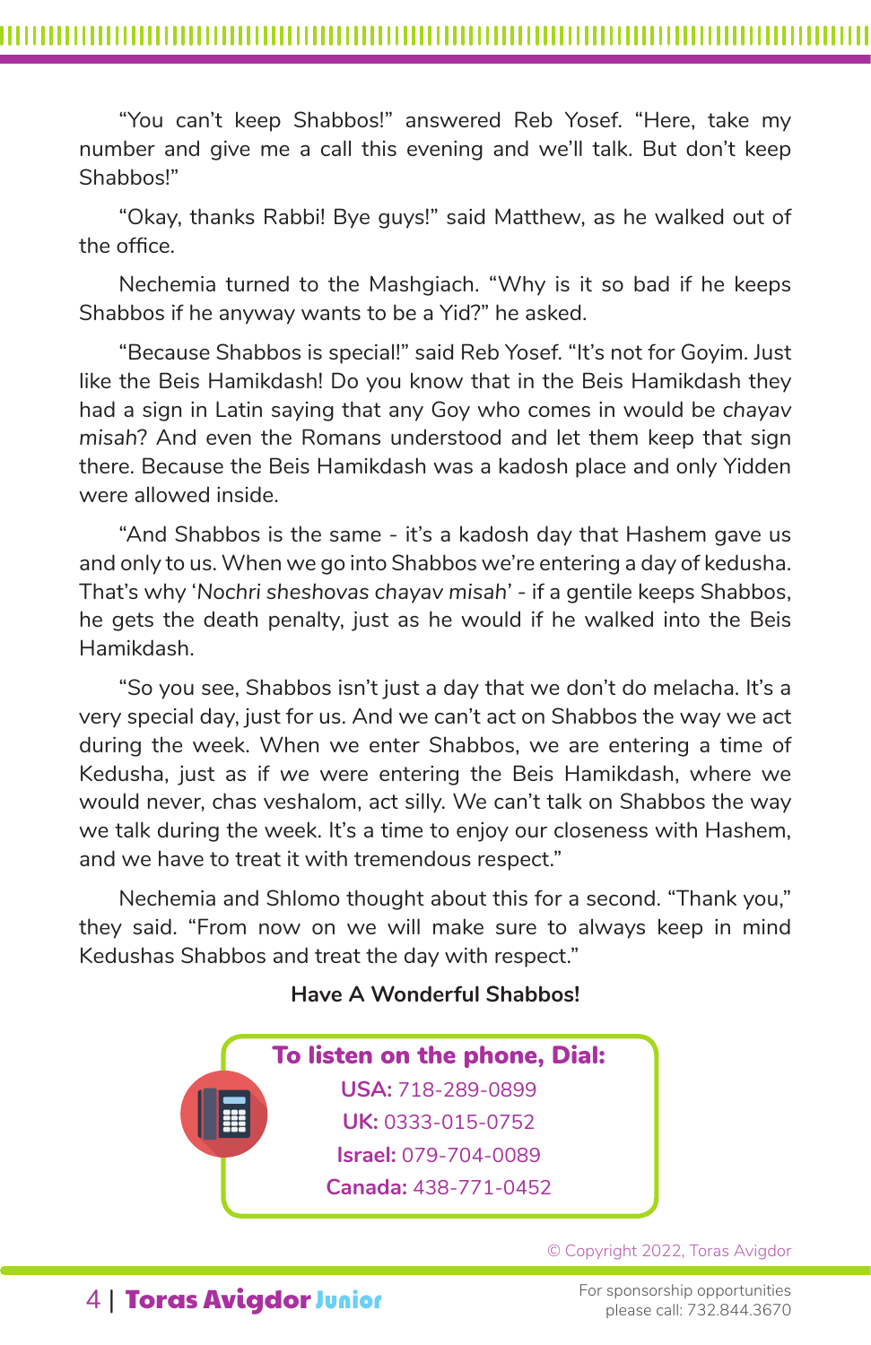"You can't keep Shabbos!" answered Reb Yosef. "Here, take my number and give me a call this evening and we'll talk. But don't keep Shabbos!"

"Okay, thanks Rabbi! Bye guys!" said Matthew, as he walked out of the office.

Nechemia turned to the Mashgiach. "Why is it so bad if he keeps Shabbos if he anyway wants to be a Yid?" he asked.

"Because Shabbos is special!" said Reb Yosef. "It's not for Goyim. Just like the Beis Hamikdash! Do you know that in the Beis Hamikdash they had a sign in Latin saying that any Goy who comes in would be *chayav misah*? And even the Romans understood and let them keep that sign there. Because the Beis Hamikdash was a kadosh place and only Yidden were allowed inside.

"And Shabbos is the same - it's a kadosh day that Hashem gave us and only to us. When we go into Shabbos we're entering a day of kedusha. That's why '*Nochri sheshovas chayav misah*' - if a gentile keeps Shabbos, he gets the death penalty, just as he would if he walked into the Beis Hamikdash.

"So you see, Shabbos isn't just a day that we don't do melacha. It's a very special day, just for us. And we can't act on Shabbos the way we act during the week. When we enter Shabbos, we are entering a time of Kedusha, just as if we were entering the Beis Hamikdash, where we would never, chas veshalom, act silly. We can't talk on Shabbos the way we talk during the week. It's a time to enjoy our closeness with Hashem, and we have to treat it with tremendous respect."

Nechemia and Shlomo thought about this for a second. "Thank you," they said. "From now on we will make sure to always keep in mind Kedushas Shabbos and treat the day with respect."

**Have A Wonderful Shabbos!**

**To listen on the phone, Dial:**

**USA:** 718-289-0899
**UK:** 0333-015-0752
**Israel:** 079-704-0089
**Canada:** 438-771-0452

© Copyright 2022, Toras Avigdor

For sponsorship opportunities please call: 732.844.3670